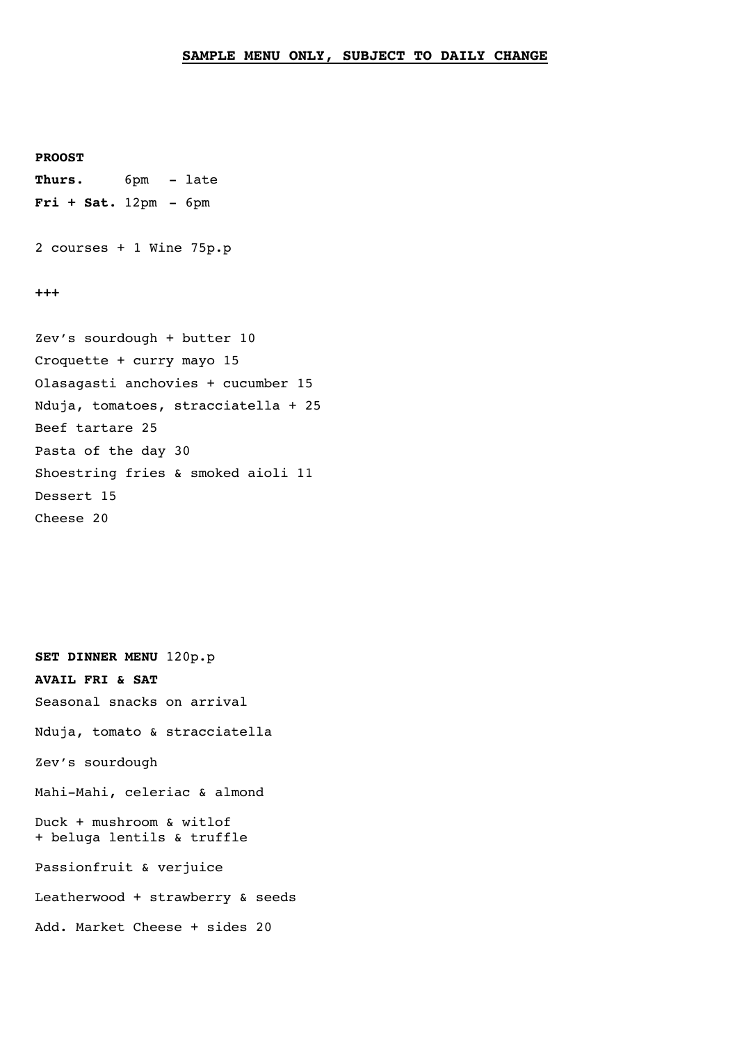**SAMPLE MENU ONLY, SUBJECT TO DAILY CHANGE**

**PROOST**

**Thurs.** 6pm - late

**Fri + Sat.** 12pm - 6pm

2 courses + 1 Wine 75p.p

**+++**

Zev's sourdough + butter 10

Croquette + curry mayo 15

Olasagasti anchovies + cucumber 15

Nduja, tomatoes, stracciatella + 25

Beef tartare 25

Pasta of the day 30

Shoestring fries & smoked aioli 11

Dessert 15

Cheese 20

**SET DINNER MENU** 120p.p

**AVAIL FRI & SAT**

Seasonal snacks on arrival

Nduja, tomato & stracciatella

Zev's sourdough

Mahi-Mahi, celeriac & almond

Duck + mushroom & witlof
+ beluga lentils & truffle

Passionfruit & verjuice

Leatherwood + strawberry & seeds

Add. Market Cheese + sides 20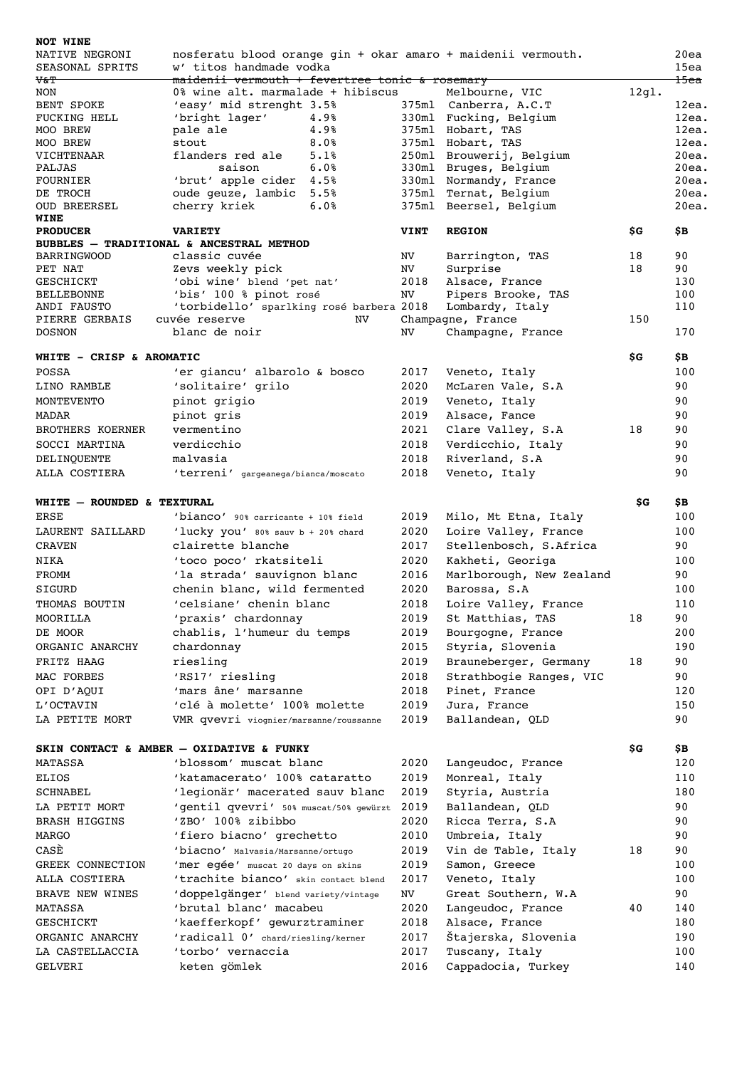## NOT WINE

| | | | | | |
|---|---|---|---|---|---|
| NATIVE NEGRONI | nosferatu blood orange gin + okar amaro + maidenii vermouth. | | | | 20ea |
| SEASONAL SPRITS | w' titos handmade vodka | | | | 15ea |
| ~~V&T~~ | ~~maidenii vermouth + fevertree tonic & rosemary~~ | | | | ~~15ea~~ |
| NON | 0% wine alt. marmalade + hibiscus | | Melbourne, VIC | 12gl. | |
| BENT SPOKE | 'easy' mid strenght 3.5% | 375ml | Canberra, A.C.T | | 12ea. |
| FUCKING HELL | 'bright lager' 4.9% | 330ml | Fucking, Belgium | | 12ea. |
| MOO BREW | pale ale 4.9% | 375ml | Hobart, TAS | | 12ea. |
| MOO BREW | stout 8.0% | 375ml | Hobart, TAS | | 12ea. |
| VICHTENAAR | flanders red ale 5.1% | 250ml | Brouwerij, Belgium | | 20ea. |
| PALJAS | saison 6.0% | 330ml | Bruges, Belgium | | 20ea. |
| FOURNIER | 'brut' apple cider 4.5% | 330ml | Normandy, France | | 20ea. |
| DE TROCH | oude geuze, lambic 5.5% | 375ml | Ternat, Belgium | | 20ea. |
| OUD BREERSEL | cherry kriek 6.0% | 375ml | Beersel, Belgium | | 20ea. |

## WINE

| PRODUCER | VARIETY | VINT | REGION | $G | $B |
|---|---|---|---|---|---|
| **BUBBLES – TRADITIONAL & ANCESTRAL METHOD** | | | | | |
| BARRINGWOOD | classic cuvée | NV | Barrington, TAS | 18 | 90 |
| PET NAT | Zevs weekly pick | NV | Surprise | 18 | 90 |
| GESCHICKT | 'obi wine' blend 'pet nat' | 2018 | Alsace, France | | 130 |
| BELLEBONNE | 'bis' 100 % pinot rosé | NV | Pipers Brooke, TAS | | 100 |
| ANDI FAUSTO | 'torbidello' sparlking rosé barbera | 2018 | Lombardy, Italy | | 110 |
| PIERRE GERBAIS | cuvée reserve | NV | Champagne, France | | 150 |
| DOSNON | blanc de noir | NV | Champagne, France | | 170 |

## WHITE - CRISP & AROMATIC

| PRODUCER | VARIETY | VINT | REGION | $G | $B |
|---|---|---|---|---|---|
| POSSA | 'er giancu' albarolo & bosco | 2017 | Veneto, Italy | | 100 |
| LINO RAMBLE | 'solitaire' grilo | 2020 | McLaren Vale, S.A | | 90 |
| MONTEVENTO | pinot grigio | 2019 | Veneto, Italy | | 90 |
| MADAR | pinot gris | 2019 | Alsace, Fance | | 90 |
| BROTHERS KOERNER | vermentino | 2021 | Clare Valley, S.A | 18 | 90 |
| SOCCI MARTINA | verdicchio | 2018 | Verdicchio, Italy | | 90 |
| DELINQUENTE | malvasia | 2018 | Riverland, S.A | | 90 |
| ALLA COSTIERA | 'terreni' gargeanega/bianca/moscato | 2018 | Veneto, Italy | | 90 |

## WHITE – ROUNDED & TEXTURAL

| PRODUCER | VARIETY | VINT | REGION | $G | $B |
|---|---|---|---|---|---|
| ERSE | 'bianco' 90% carricante + 10% field | 2019 | Milo, Mt Etna, Italy | | 100 |
| LAURENT SAILLARD | 'lucky you' 80% sauv b + 20% chard | 2020 | Loire Valley, France | | 100 |
| CRAVEN | clairette blanche | 2017 | Stellenbosch, S.Africa | | 90 |
| NIKA | 'toco poco' rkatsiteli | 2020 | Kakheti, Georiga | | 100 |
| FROMM | 'la strada' sauvignon blanc | 2016 | Marlborough, New Zealand | | 90 |
| SIGURD | chenin blanc, wild fermented | 2020 | Barossa, S.A | | 100 |
| THOMAS BOUTIN | 'celsiane' chenin blanc | 2018 | Loire Valley, France | | 110 |
| MOORILLA | 'praxis' chardonnay | 2019 | St Matthias, TAS | 18 | 90 |
| DE MOOR | chablis, l'humeur du temps | 2019 | Bourgogne, France | | 200 |
| ORGANIC ANARCHY | chardonnay | 2015 | Styria, Slovenia | | 190 |
| FRITZ HAAG | riesling | 2019 | Brauneberger, Germany | 18 | 90 |
| MAC FORBES | 'RS17' riesling | 2018 | Strathbogie Ranges, VIC | | 90 |
| OPI D'AQUI | 'mars âne' marsanne | 2018 | Pinet, France | | 120 |
| L'OCTAVIN | 'clé à molette' 100% molette | 2019 | Jura, France | | 150 |
| LA PETITE MORT | VMR qvevri viognier/marsanne/roussanne | 2019 | Ballandean, QLD | | 90 |

## SKIN CONTACT & AMBER – OXIDATIVE & FUNKY

| PRODUCER | VARIETY | VINT | REGION | $G | $B |
|---|---|---|---|---|---|
| MATASSA | 'blossom' muscat blanc | 2020 | Langeudoc, France | | 120 |
| ELIOS | 'katamacerato' 100% cataratto | 2019 | Monreal, Italy | | 110 |
| SCHNABEL | 'legionär' macerated sauv blanc | 2019 | Styria, Austria | | 180 |
| LA PETIT MORT | 'gentil qvevri' 50% muscat/50% gewürzt | 2019 | Ballandean, QLD | | 90 |
| BRASH HIGGINS | 'ZBO' 100% zibibbo | 2020 | Ricca Terra, S.A | | 90 |
| MARGO | 'fiero biacno' grechetto | 2010 | Umbreia, Italy | | 90 |
| CASÈ | 'biacno' Malvasia/Marsanne/ortugo | 2019 | Vin de Table, Italy | 18 | 90 |
| GREEK CONNECTION | 'mer egée' muscat 20 days on skins | 2019 | Samon, Greece | | 100 |
| ALLA COSTIERA | 'trachite bianco' skin contact blend | 2017 | Veneto, Italy | | 100 |
| BRAVE NEW WINES | 'doppelgänger' blend variety/vintage | NV | Great Southern, W.A | | 90 |
| MATASSA | 'brutal blanc' macabeu | 2020 | Langeudoc, France | 40 | 140 |
| GESCHICKT | 'kaefferkopf' gewurztraminer | 2018 | Alsace, France | | 180 |
| ORGANIC ANARCHY | 'radicall 0' chard/riesling/kerner | 2017 | Štajerska, Slovenia | | 190 |
| LA CASTELLACCIA | 'torbo' vernaccia | 2017 | Tuscany, Italy | | 100 |
| GELVERI | keten gömlek | 2016 | Cappadocia, Turkey | | 140 |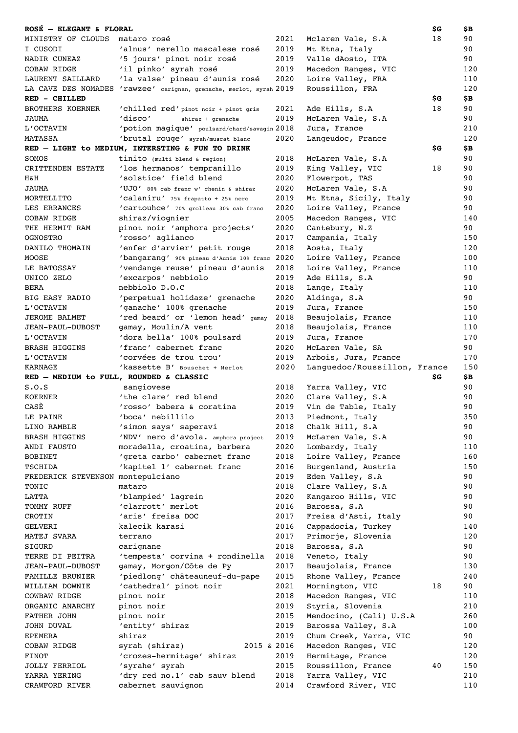| ROSÉ – ELEGANT & FLORAL | | | | $G | $B |
|---|---|---|---|---|---|
| MINISTRY OF CLOUDS | mataro rosé | 2021 | Mclaren Vale, S.A | 18 | 90 |
| I CUSODI | 'alnus' nerello mascalese rosé | 2019 | Mt Etna, Italy | | 90 |
| NADIR CUNEAZ | '5 jours' pinot noir rosé | 2019 | Valle dAosto, ITA | | 90 |
| COBAW RIDGE | 'il pinko' syrah rosé | 2019 | Macedon Ranges, VIC | | 120 |
| LAURENT SAILLARD | 'la valse' pineau d'aunis rosé | 2020 | Loire Valley, FRA | | 110 |
| LA CAVE DES NOMADES | 'rawzee' carignan, grenache, merlot, syrah | 2019 | Roussillon, FRA | | 120 |
| **RED – CHILLED** | | | | **$G** | **$B** |
| BROTHERS KOERNER | 'chilled red' pinot noir + pinot gris | 2021 | Ade Hills, S.A | 18 | 90 |
| JAUMA | 'disco' shiraz + grenache | 2019 | McLaren Vale, S.A | | 90 |
| L'OCTAVIN | 'potion magique' poulsard/chard/savagin | 2018 | Jura, France | | 210 |
| MATASSA | 'brutal rouge' syrah/muscat blanc | 2020 | Langeudoc, France | | 120 |
| **RED – LIGHT to MEDIUM, INTERSTING & FUN TO DRINK** | | | | **$G** | **$B** |
| SOMOS | tinito (multi blend & region) | 2018 | McLaren Vale, S.A | | 90 |
| CRITTENDEN ESTATE | 'los hermanos' tempranillo | 2019 | King Valley, VIC | 18 | 90 |
| H&H | 'solstice' field blend | 2020 | Flowerpot, TAS | | 90 |
| JAUMA | 'UJO' 80% cab franc w' chenin & shiraz | 2020 | McLaren Vale, S.A | | 90 |
| MORTELLITO | 'calaniru' 75% frapatto + 25% nero | 2019 | Mt Etna, Sicily, Italy | | 90 |
| LES ERRANCES | 'cartouhce' 70% grolleau 30% cab franc | 2020 | Loire Valley, France | | 90 |
| COBAW RIDGE | shiraz/viognier | 2005 | Macedon Ranges, VIC | | 140 |
| THE HERMIT RAM | pinot noir 'amphora projects' | 2020 | Cantebury, N.Z | | 90 |
| OGNOSTRO | 'rosso' aglianco | 2017 | Campania, Italy | | 150 |
| DANILO THOMAIN | 'enfer d'arvier' petit rouge | 2018 | Aosta, Italy | | 120 |
| MOOSE | 'bangarang' 90% pineau d'Aunis 10% franc | 2020 | Loire Valley, France | | 100 |
| LE BATOSSAY | 'vendange reuse' pineau d'aunis | 2018 | Loire Valley, France | | 110 |
| UNICO ZELO | 'excarpos' nebbiolo | 2019 | Ade Hills, S.A | | 90 |
| BERA | nebbiolo D.O.C | 2018 | Lange, Italy | | 110 |
| BIG EASY RADIO | 'perpetual holidaze' grenache | 2020 | Aldinga, S.A | | 90 |
| L'OCTAVIN | 'ganache' 100% grenache | 2019 | Jura, France | | 150 |
| JEROME BALMET | 'red beard' or 'lemon head' gamay | 2018 | Beaujolais, France | | 110 |
| JEAN-PAUL-DUBOST | gamay, Moulin/A vent | 2018 | Beaujolais, France | | 110 |
| L'OCTAVIN | 'dora bella' 100% poulsard | 2019 | Jura, France | | 170 |
| BRASH HIGGINS | 'franc' cabernet franc | 2020 | McLaren Vale, SA | | 90 |
| L'OCTAVIN | 'corvées de trou trou' | 2019 | Arbois, Jura, France | | 170 |
| KARNAGE | 'kassette B' Bouschet + Merlot | 2020 | Languedoc/Roussillon, France | | 150 |
| **RED – MEDIUM to FULL, ROUNDED & CLASSIC** | | | | **$G** | **$B** |
| S.O.S | sangiovese | 2018 | Yarra Valley, VIC | | 90 |
| KOERNER | 'the clare' red blend | 2020 | Clare Valley, S.A | | 90 |
| CASÈ | 'rosso' babera & coratina | 2019 | Vin de Table, Italy | | 90 |
| LE PAINE | 'boca' nebillilo | 2013 | Piedmont, Italy | | 350 |
| LINO RAMBLE | 'simon says' saperavi | 2018 | Chalk Hill, S.A | | 90 |
| BRASH HIGGINS | 'NDV' nero d'avola. amphora project | 2019 | McLaren Vale, S.A | | 90 |
| ANDI FAUSTO | moradella, croatina, barbera | 2020 | Lombardy, Italy | | 110 |
| BOBINET | 'greta carbo' cabernet franc | 2018 | Loire Valley, France | | 160 |
| TSCHIDA | 'kapitel 1' cabernet franc | 2016 | Burgenland, Austria | | 150 |
| FREDERICK STEVENSON | montepulciano | 2019 | Eden Valley, S.A | | 90 |
| TONIC | mataro | 2018 | Clare Valley, S.A | | 90 |
| LATTA | 'blampied' lagrein | 2020 | Kangaroo Hills, VIC | | 90 |
| TOMMY RUFF | 'clarrott' merlot | 2016 | Barossa, S.A | | 90 |
| CROTIN | 'aris' freisa DOC | 2017 | Freisa d'Asti, Italy | | 90 |
| GELVERI | kalecik karasi | 2016 | Cappadocia, Turkey | | 140 |
| MATEJ SVARA | terrano | 2017 | Primorje, Slovenia | | 120 |
| SIGURD | carignane | 2018 | Barossa, S.A | | 90 |
| TERRE DI PEITRA | 'tempesta' corvina + rondinella | 2018 | Veneto, Italy | | 90 |
| JEAN-PAUL-DUBOST | gamay, Morgon/Côte de Py | 2017 | Beaujolais, France | | 130 |
| FAMILLE BRUNIER | 'piedlong' châteauneuf-du-pape | 2015 | Rhone Valley, France | | 240 |
| WILLIAM DOWNIE | 'cathedral' pinot noir | 2021 | Mornington, VIC | 18 | 90 |
| COWBAW RIDGE | pinot noir | 2018 | Macedon Ranges, VIC | | 110 |
| ORGANIC ANARCHY | pinot noir | 2019 | Styria, Slovenia | | 210 |
| FATHER JOHN | pinot noir | 2015 | Mendocino, (Cali) U.S.A | | 260 |
| JOHN DUVAL | 'entity' shiraz | 2019 | Barossa Valley, S.A | | 100 |
| EPEMERA | shiraz | 2019 | Chum Creek, Yarra, VIC | | 90 |
| COBAW RIDGE | syrah (shiraz) | 2015 & 2016 | Macedon Ranges, VIC | | 120 |
| FINOT | 'crozes-hermitage' shiraz | 2019 | Hermitage, France | | 120 |
| JOLLY FERRIOL | 'syrahe' syrah | 2015 | Roussillon, France | 40 | 150 |
| YARRA YERING | 'dry red no.1' cab sauv blend | 2018 | Yarra Valley, VIC | | 210 |
| CRAWFORD RIVER | cabernet sauvignon | 2014 | Crawford River, VIC | | 110 |